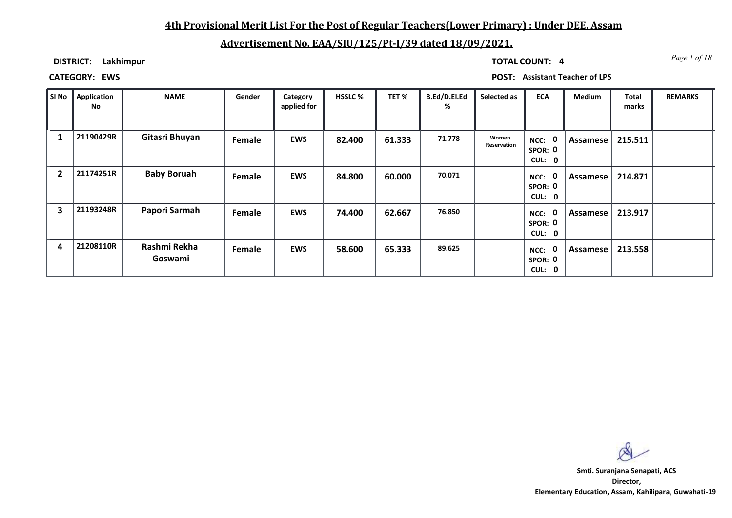# 4th Provisional Merit List For the Post of Regular Teachers(Lower Primary) : Under DEE, Assam

## Advertisement No. EAA/SIU/125/Pt-I/39 dated 18/09/2021.

**DISTRICT:** Lakhimpur

**TOTAL COUNT:** 4

**CATEGORY:** EWS

**POST:** Assistant Teacher of LPS

| Sl No | Application No | NAME | Gender | Category applied for | HSSLC % | TET % | B.Ed/D.El.Ed % | Selected as | ECA | Medium | Total marks | REMARKS |
|---|---|---|---|---|---|---|---|---|---|---|---|---|
| 1 | 21190429R | Gitasri Bhuyan | Female | EWS | 82.400 | 61.333 | 71.778 | Women Reservation | NCC: 0 SPOR: 0 CUL: 0 | Assamese | 215.511 | |
| 2 | 21174251R | Baby Boruah | Female | EWS | 84.800 | 60.000 | 70.071 | | NCC: 0 SPOR: 0 CUL: 0 | Assamese | 214.871 | |
| 3 | 21193248R | Papori Sarmah | Female | EWS | 74.400 | 62.667 | 76.850 | | NCC: 0 SPOR: 0 CUL: 0 | Assamese | 213.917 | |
| 4 | 21208110R | Rashmi Rekha Goswami | Female | EWS | 58.600 | 65.333 | 89.625 | | NCC: 0 SPOR: 0 CUL: 0 | Assamese | 213.558 | |

**Smti. Suranjana Senapati, ACS**
**Director,**
**Elementary Education, Assam, Kahilipara, Guwahati-19**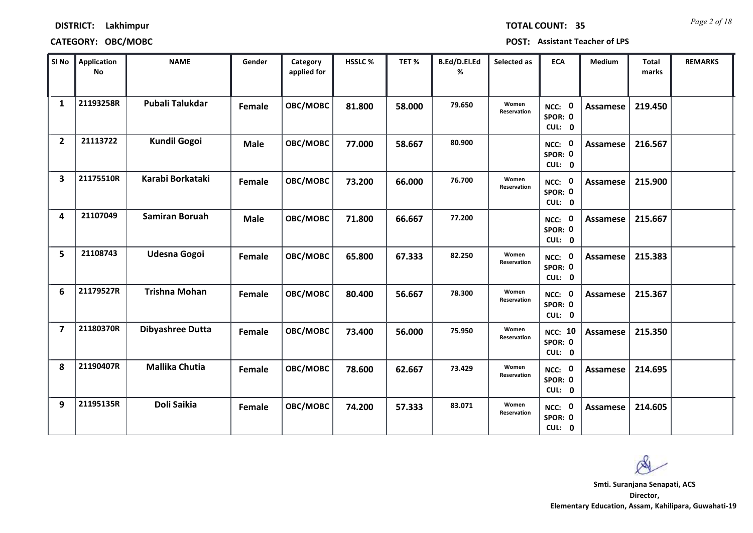**DISTRICT:** Lakhimpur **TOTAL COUNT:** 35

**CATEGORY:** OBC/MOBC **POST:** Assistant Teacher of LPS

| Sl No | Application No | NAME | Gender | Category applied for | HSSLC % | TET % | B.Ed/D.El.Ed % | Selected as | ECA | Medium | Total marks | REMARKS |
|---|---|---|---|---|---|---|---|---|---|---|---|---|
| 1 | 21193258R | Pubali Talukdar | Female | OBC/MOBC | 81.800 | 58.000 | 79.650 | Women Reservation | NCC: 0 SPOR: 0 CUL: 0 | Assamese | 219.450 | |
| 2 | 21113722 | Kundil Gogoi | Male | OBC/MOBC | 77.000 | 58.667 | 80.900 | | NCC: 0 SPOR: 0 CUL: 0 | Assamese | 216.567 | |
| 3 | 21175510R | Karabi Borkataki | Female | OBC/MOBC | 73.200 | 66.000 | 76.700 | Women Reservation | NCC: 0 SPOR: 0 CUL: 0 | Assamese | 215.900 | |
| 4 | 21107049 | Samiran Boruah | Male | OBC/MOBC | 71.800 | 66.667 | 77.200 | | NCC: 0 SPOR: 0 CUL: 0 | Assamese | 215.667 | |
| 5 | 21108743 | Udesna Gogoi | Female | OBC/MOBC | 65.800 | 67.333 | 82.250 | Women Reservation | NCC: 0 SPOR: 0 CUL: 0 | Assamese | 215.383 | |
| 6 | 21179527R | Trishna Mohan | Female | OBC/MOBC | 80.400 | 56.667 | 78.300 | Women Reservation | NCC: 0 SPOR: 0 CUL: 0 | Assamese | 215.367 | |
| 7 | 21180370R | Dibyashree Dutta | Female | OBC/MOBC | 73.400 | 56.000 | 75.950 | Women Reservation | NCC: 10 SPOR: 0 CUL: 0 | Assamese | 215.350 | |
| 8 | 21190407R | Mallika Chutia | Female | OBC/MOBC | 78.600 | 62.667 | 73.429 | Women Reservation | NCC: 0 SPOR: 0 CUL: 0 | Assamese | 214.695 | |
| 9 | 21195135R | Doli Saikia | Female | OBC/MOBC | 74.200 | 57.333 | 83.071 | Women Reservation | NCC: 0 SPOR: 0 CUL: 0 | Assamese | 214.605 | |

**Smti. Suranjana Senapati, ACS**
**Director,**
**Elementary Education, Assam, Kahilipara, Guwahati-19**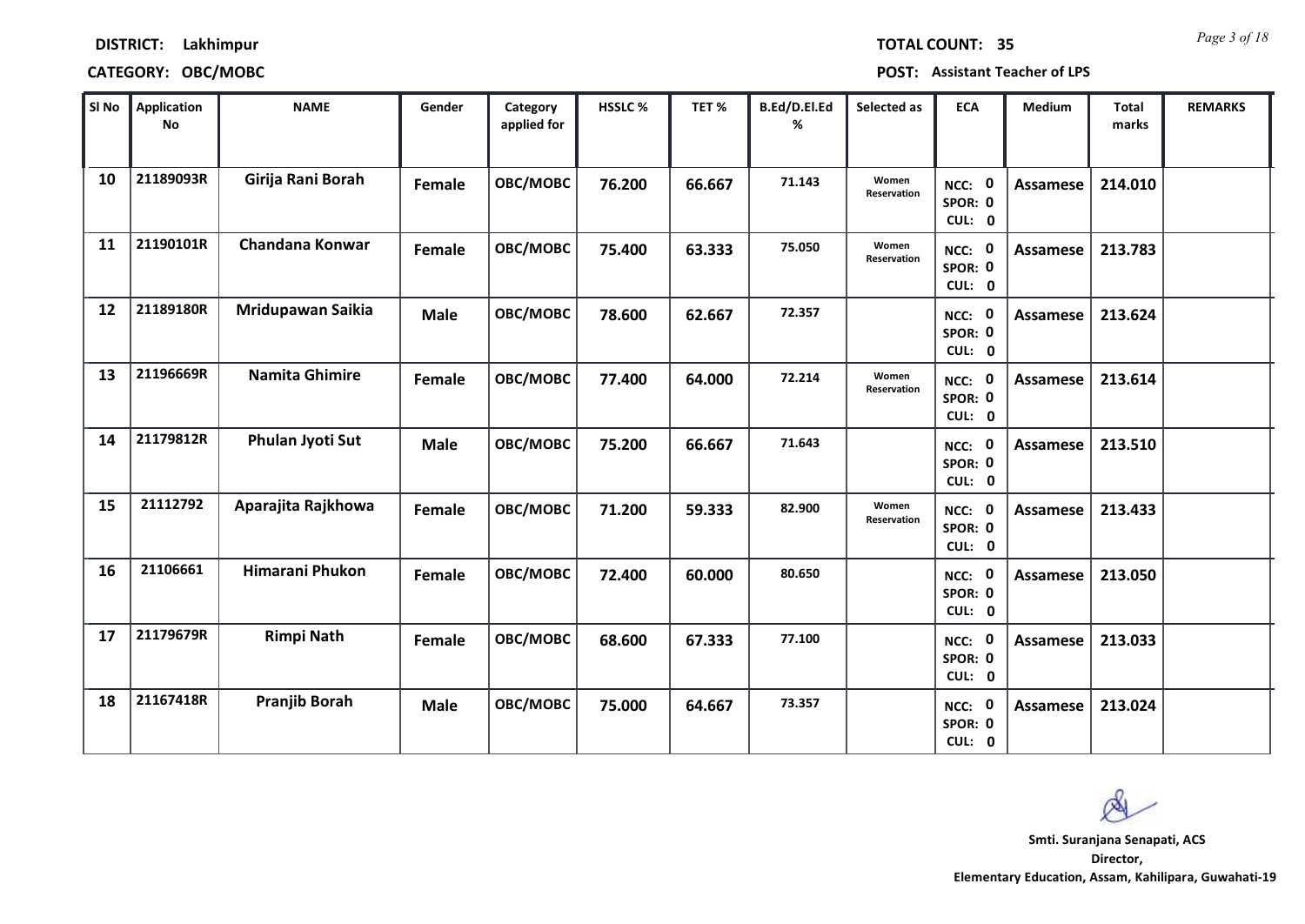**DISTRICT:** Lakhimpur

**TOTAL COUNT:** 35

**CATEGORY:** OBC/MOBC

**POST:** Assistant Teacher of LPS

| Sl No | Application No | NAME | Gender | Category applied for | HSSLC % | TET % | B.Ed/D.El.Ed % | Selected as | ECA | Medium | Total marks | REMARKS |
|---|---|---|---|---|---|---|---|---|---|---|---|---|
| 10 | 21189093R | Girija Rani Borah | Female | OBC/MOBC | 76.200 | 66.667 | 71.143 | Women Reservation | NCC: 0 SPOR: 0 CUL: 0 | Assamese | 214.010 | |
| 11 | 21190101R | Chandana Konwar | Female | OBC/MOBC | 75.400 | 63.333 | 75.050 | Women Reservation | NCC: 0 SPOR: 0 CUL: 0 | Assamese | 213.783 | |
| 12 | 21189180R | Mridupawan Saikia | Male | OBC/MOBC | 78.600 | 62.667 | 72.357 | | NCC: 0 SPOR: 0 CUL: 0 | Assamese | 213.624 | |
| 13 | 21196669R | Namita Ghimire | Female | OBC/MOBC | 77.400 | 64.000 | 72.214 | Women Reservation | NCC: 0 SPOR: 0 CUL: 0 | Assamese | 213.614 | |
| 14 | 21179812R | Phulan Jyoti Sut | Male | OBC/MOBC | 75.200 | 66.667 | 71.643 | | NCC: 0 SPOR: 0 CUL: 0 | Assamese | 213.510 | |
| 15 | 21112792 | Aparajita Rajkhowa | Female | OBC/MOBC | 71.200 | 59.333 | 82.900 | Women Reservation | NCC: 0 SPOR: 0 CUL: 0 | Assamese | 213.433 | |
| 16 | 21106661 | Himarani Phukon | Female | OBC/MOBC | 72.400 | 60.000 | 80.650 | | NCC: 0 SPOR: 0 CUL: 0 | Assamese | 213.050 | |
| 17 | 21179679R | Rimpi Nath | Female | OBC/MOBC | 68.600 | 67.333 | 77.100 | | NCC: 0 SPOR: 0 CUL: 0 | Assamese | 213.033 | |
| 18 | 21167418R | Pranjib Borah | Male | OBC/MOBC | 75.000 | 64.667 | 73.357 | | NCC: 0 SPOR: 0 CUL: 0 | Assamese | 213.024 | |

**Smti. Suranjana Senapati, ACS**
**Director,**
**Elementary Education, Assam, Kahilipara, Guwahati-19**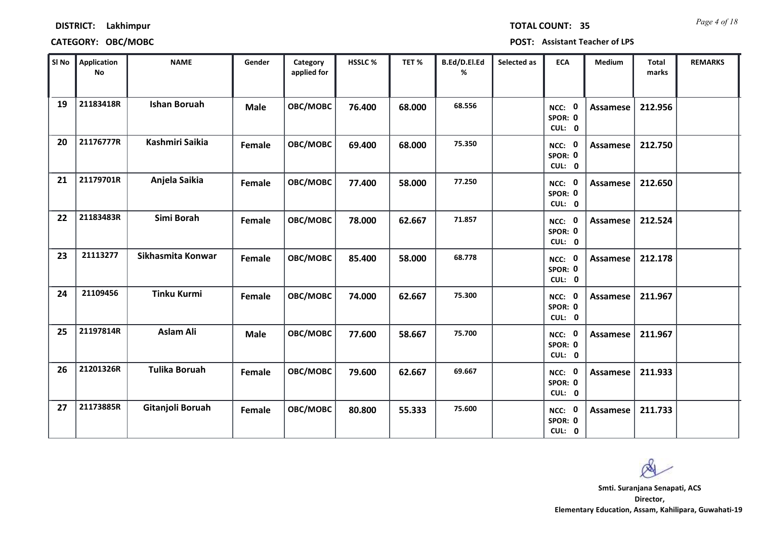**DISTRICT:** Lakhimpur **TOTAL COUNT:** 35

**CATEGORY:** OBC/MOBC **POST:** Assistant Teacher of LPS

| Sl No | Application No | NAME | Gender | Category applied for | HSSLC % | TET % | B.Ed/D.El.Ed % | Selected as | ECA | Medium | Total marks | REMARKS |
|---|---|---|---|---|---|---|---|---|---|---|---|---|
| 19 | 21183418R | Ishan Boruah | Male | OBC/MOBC | 76.400 | 68.000 | 68.556 | | NCC: 0 SPOR: 0 CUL: 0 | Assamese | 212.956 | |
| 20 | 21176777R | Kashmiri Saikia | Female | OBC/MOBC | 69.400 | 68.000 | 75.350 | | NCC: 0 SPOR: 0 CUL: 0 | Assamese | 212.750 | |
| 21 | 21179701R | Anjela Saikia | Female | OBC/MOBC | 77.400 | 58.000 | 77.250 | | NCC: 0 SPOR: 0 CUL: 0 | Assamese | 212.650 | |
| 22 | 21183483R | Simi Borah | Female | OBC/MOBC | 78.000 | 62.667 | 71.857 | | NCC: 0 SPOR: 0 CUL: 0 | Assamese | 212.524 | |
| 23 | 21113277 | Sikhasmita Konwar | Female | OBC/MOBC | 85.400 | 58.000 | 68.778 | | NCC: 0 SPOR: 0 CUL: 0 | Assamese | 212.178 | |
| 24 | 21109456 | Tinku Kurmi | Female | OBC/MOBC | 74.000 | 62.667 | 75.300 | | NCC: 0 SPOR: 0 CUL: 0 | Assamese | 211.967 | |
| 25 | 21197814R | Aslam Ali | Male | OBC/MOBC | 77.600 | 58.667 | 75.700 | | NCC: 0 SPOR: 0 CUL: 0 | Assamese | 211.967 | |
| 26 | 21201326R | Tulika Boruah | Female | OBC/MOBC | 79.600 | 62.667 | 69.667 | | NCC: 0 SPOR: 0 CUL: 0 | Assamese | 211.933 | |
| 27 | 21173885R | Gitanjoli Boruah | Female | OBC/MOBC | 80.800 | 55.333 | 75.600 | | NCC: 0 SPOR: 0 CUL: 0 | Assamese | 211.733 | |

**Smti. Suranjana Senapati, ACS**
**Director,**
**Elementary Education, Assam, Kahilipara, Guwahati-19**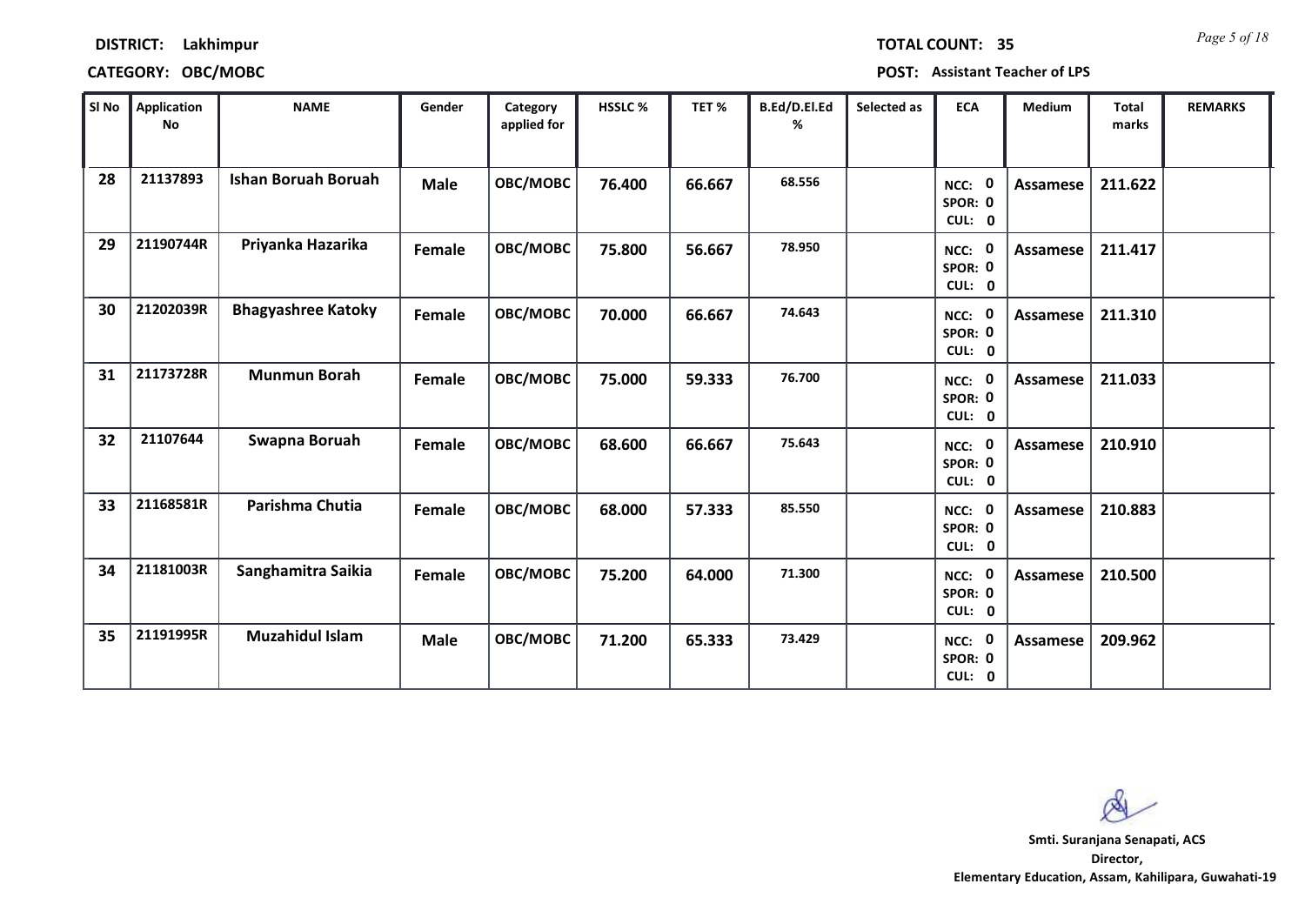**DISTRICT:** Lakhimpur  **TOTAL COUNT:** 35

**CATEGORY:** OBC/MOBC  **POST:** Assistant Teacher of LPS

| Sl No | Application No | NAME | Gender | Category applied for | HSSLC % | TET % | B.Ed/D.El.Ed % | Selected as | ECA | Medium | Total marks | REMARKS |
|---|---|---|---|---|---|---|---|---|---|---|---|---|
| 28 | 21137893 | Ishan Boruah Boruah | Male | OBC/MOBC | 76.400 | 66.667 | 68.556 | | NCC: 0 SPOR: 0 CUL: 0 | Assamese | 211.622 | |
| 29 | 21190744R | Priyanka Hazarika | Female | OBC/MOBC | 75.800 | 56.667 | 78.950 | | NCC: 0 SPOR: 0 CUL: 0 | Assamese | 211.417 | |
| 30 | 21202039R | Bhagyashree Katoky | Female | OBC/MOBC | 70.000 | 66.667 | 74.643 | | NCC: 0 SPOR: 0 CUL: 0 | Assamese | 211.310 | |
| 31 | 21173728R | Munmun Borah | Female | OBC/MOBC | 75.000 | 59.333 | 76.700 | | NCC: 0 SPOR: 0 CUL: 0 | Assamese | 211.033 | |
| 32 | 21107644 | Swapna Boruah | Female | OBC/MOBC | 68.600 | 66.667 | 75.643 | | NCC: 0 SPOR: 0 CUL: 0 | Assamese | 210.910 | |
| 33 | 21168581R | Parishma Chutia | Female | OBC/MOBC | 68.000 | 57.333 | 85.550 | | NCC: 0 SPOR: 0 CUL: 0 | Assamese | 210.883 | |
| 34 | 21181003R | Sanghamitra Saikia | Female | OBC/MOBC | 75.200 | 64.000 | 71.300 | | NCC: 0 SPOR: 0 CUL: 0 | Assamese | 210.500 | |
| 35 | 21191995R | Muzahidul Islam | Male | OBC/MOBC | 71.200 | 65.333 | 73.429 | | NCC: 0 SPOR: 0 CUL: 0 | Assamese | 209.962 | |

**Smti. Suranjana Senapati, ACS**
**Director,**
**Elementary Education, Assam, Kahilipara, Guwahati-19**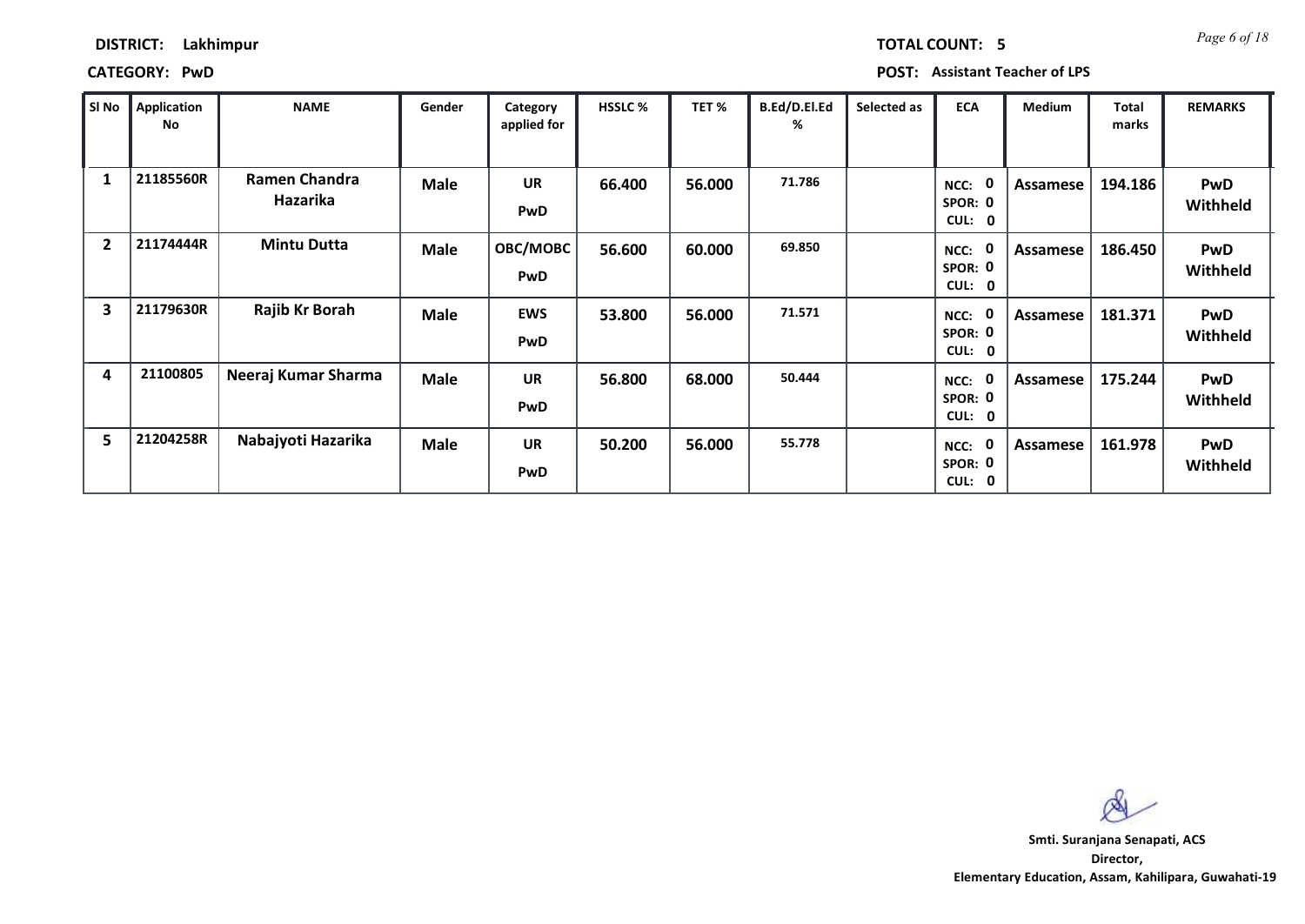**DISTRICT:** Lakhimpur **TOTAL COUNT:** 5

**CATEGORY:** PwD **POST:** Assistant Teacher of LPS

| Sl No | Application No | NAME | Gender | Category applied for | HSSLC % | TET % | B.Ed/D.El.Ed % | Selected as | ECA | Medium | Total marks | REMARKS |
|---|---|---|---|---|---|---|---|---|---|---|---|---|
| 1 | 21185560R | Ramen Chandra Hazarika | Male | UR PwD | 66.400 | 56.000 | 71.786 | | NCC: 0 SPOR: 0 CUL: 0 | Assamese | 194.186 | PwD Withheld |
| 2 | 21174444R | Mintu Dutta | Male | OBC/MOBC PwD | 56.600 | 60.000 | 69.850 | | NCC: 0 SPOR: 0 CUL: 0 | Assamese | 186.450 | PwD Withheld |
| 3 | 21179630R | Rajib Kr Borah | Male | EWS PwD | 53.800 | 56.000 | 71.571 | | NCC: 0 SPOR: 0 CUL: 0 | Assamese | 181.371 | PwD Withheld |
| 4 | 21100805 | Neeraj Kumar Sharma | Male | UR PwD | 56.800 | 68.000 | 50.444 | | NCC: 0 SPOR: 0 CUL: 0 | Assamese | 175.244 | PwD Withheld |
| 5 | 21204258R | Nabajyoti Hazarika | Male | UR PwD | 50.200 | 56.000 | 55.778 | | NCC: 0 SPOR: 0 CUL: 0 | Assamese | 161.978 | PwD Withheld |

**Smti. Suranjana Senapati, ACS**
**Director,**
**Elementary Education, Assam, Kahilipara, Guwahati-19**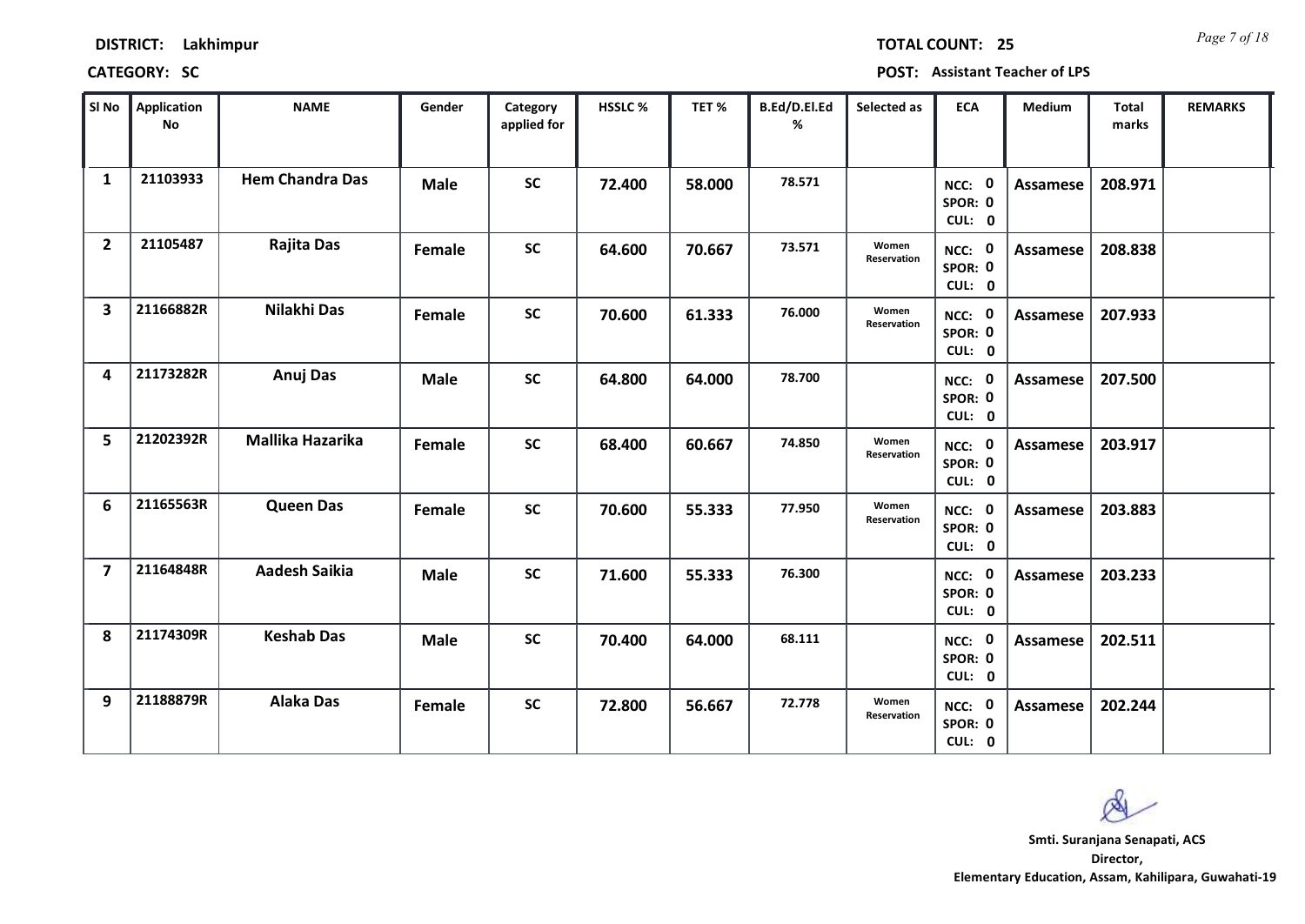**DISTRICT:** Lakhimpur

**TOTAL COUNT:** 25

**CATEGORY:** SC

**POST:** Assistant Teacher of LPS

| Sl No | Application No | NAME | Gender | Category applied for | HSSLC % | TET % | B.Ed/D.El.Ed % | Selected as | ECA | Medium | Total marks | REMARKS |
|---|---|---|---|---|---|---|---|---|---|---|---|---|
| 1 | 21103933 | Hem Chandra Das | Male | SC | 72.400 | 58.000 | 78.571 | | NCC: 0 SPOR: 0 CUL: 0 | Assamese | 208.971 | |
| 2 | 21105487 | Rajita Das | Female | SC | 64.600 | 70.667 | 73.571 | Women Reservation | NCC: 0 SPOR: 0 CUL: 0 | Assamese | 208.838 | |
| 3 | 21166882R | Nilakhi Das | Female | SC | 70.600 | 61.333 | 76.000 | Women Reservation | NCC: 0 SPOR: 0 CUL: 0 | Assamese | 207.933 | |
| 4 | 21173282R | Anuj Das | Male | SC | 64.800 | 64.000 | 78.700 | | NCC: 0 SPOR: 0 CUL: 0 | Assamese | 207.500 | |
| 5 | 21202392R | Mallika Hazarika | Female | SC | 68.400 | 60.667 | 74.850 | Women Reservation | NCC: 0 SPOR: 0 CUL: 0 | Assamese | 203.917 | |
| 6 | 21165563R | Queen Das | Female | SC | 70.600 | 55.333 | 77.950 | Women Reservation | NCC: 0 SPOR: 0 CUL: 0 | Assamese | 203.883 | |
| 7 | 21164848R | Aadesh Saikia | Male | SC | 71.600 | 55.333 | 76.300 | | NCC: 0 SPOR: 0 CUL: 0 | Assamese | 203.233 | |
| 8 | 21174309R | Keshab Das | Male | SC | 70.400 | 64.000 | 68.111 | | NCC: 0 SPOR: 0 CUL: 0 | Assamese | 202.511 | |
| 9 | 21188879R | Alaka Das | Female | SC | 72.800 | 56.667 | 72.778 | Women Reservation | NCC: 0 SPOR: 0 CUL: 0 | Assamese | 202.244 | |

**Smti. Suranjana Senapati, ACS**
**Director,**
**Elementary Education, Assam, Kahilipara, Guwahati-19**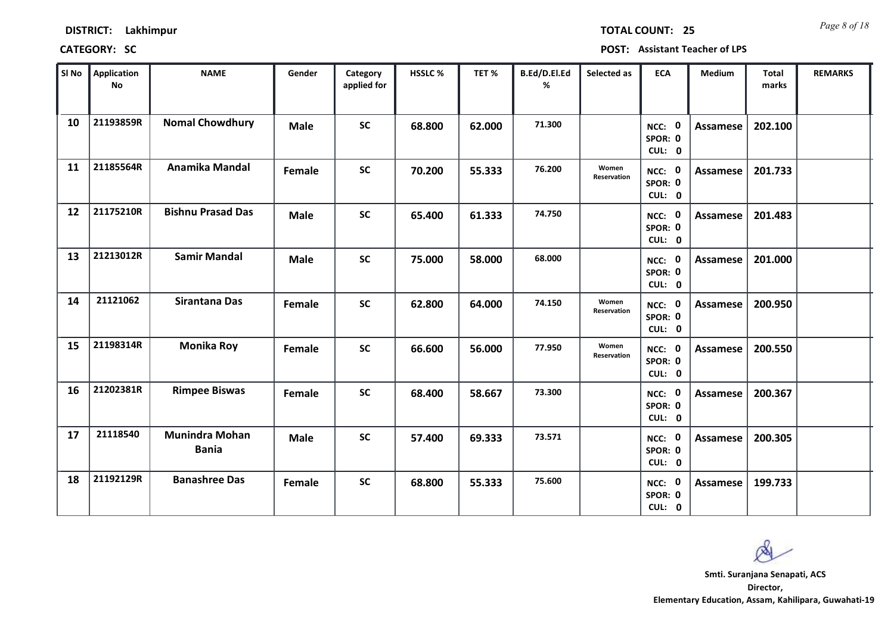**DISTRICT:** Lakhimpur **TOTAL COUNT:** 25

**CATEGORY:** SC **POST:** Assistant Teacher of LPS

| Sl No | Application No | NAME | Gender | Category applied for | HSSLC % | TET % | B.Ed/D.El.Ed % | Selected as | ECA | Medium | Total marks | REMARKS |
|---|---|---|---|---|---|---|---|---|---|---|---|---|
| 10 | 21193859R | Nomal Chowdhury | Male | SC | 68.800 | 62.000 | 71.300 | | NCC: 0 SPOR: 0 CUL: 0 | Assamese | 202.100 | |
| 11 | 21185564R | Anamika Mandal | Female | SC | 70.200 | 55.333 | 76.200 | Women Reservation | NCC: 0 SPOR: 0 CUL: 0 | Assamese | 201.733 | |
| 12 | 21175210R | Bishnu Prasad Das | Male | SC | 65.400 | 61.333 | 74.750 | | NCC: 0 SPOR: 0 CUL: 0 | Assamese | 201.483 | |
| 13 | 21213012R | Samir Mandal | Male | SC | 75.000 | 58.000 | 68.000 | | NCC: 0 SPOR: 0 CUL: 0 | Assamese | 201.000 | |
| 14 | 21121062 | Sirantana Das | Female | SC | 62.800 | 64.000 | 74.150 | Women Reservation | NCC: 0 SPOR: 0 CUL: 0 | Assamese | 200.950 | |
| 15 | 21198314R | Monika Roy | Female | SC | 66.600 | 56.000 | 77.950 | Women Reservation | NCC: 0 SPOR: 0 CUL: 0 | Assamese | 200.550 | |
| 16 | 21202381R | Rimpee Biswas | Female | SC | 68.400 | 58.667 | 73.300 | | NCC: 0 SPOR: 0 CUL: 0 | Assamese | 200.367 | |
| 17 | 21118540 | Munindra Mohan Bania | Male | SC | 57.400 | 69.333 | 73.571 | | NCC: 0 SPOR: 0 CUL: 0 | Assamese | 200.305 | |
| 18 | 21192129R | Banashree Das | Female | SC | 68.800 | 55.333 | 75.600 | | NCC: 0 SPOR: 0 CUL: 0 | Assamese | 199.733 | |

**Smti. Suranjana Senapati, ACS**
**Director,**
**Elementary Education, Assam, Kahilipara, Guwahati-19**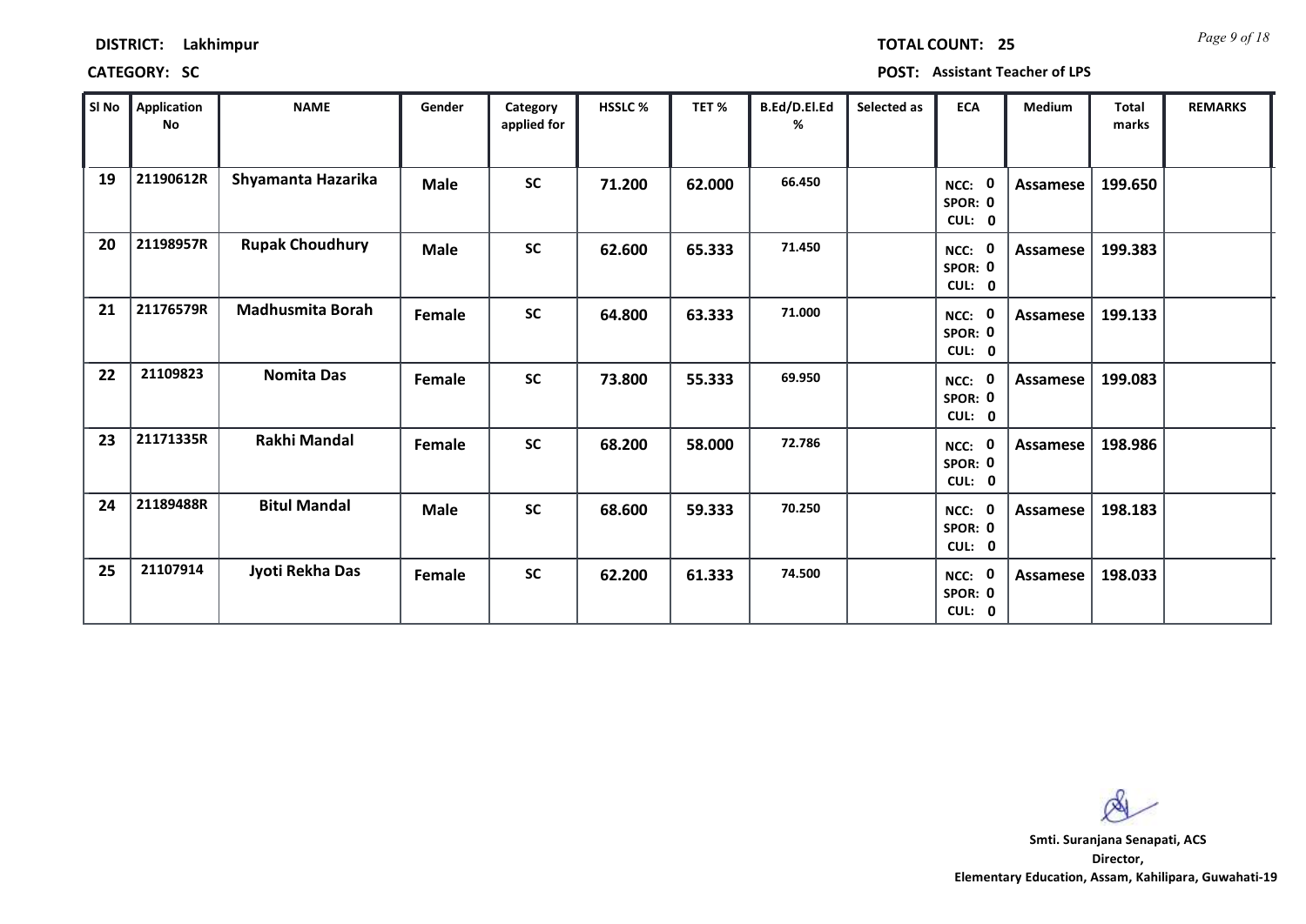**DISTRICT:** Lakhimpur

**TOTAL COUNT:** 25

**CATEGORY:** SC

**POST:** Assistant Teacher of LPS

| Sl No | Application No | NAME | Gender | Category applied for | HSSLC % | TET % | B.Ed/D.El.Ed % | Selected as | ECA | Medium | Total marks | REMARKS |
|---|---|---|---|---|---|---|---|---|---|---|---|---|
| 19 | 21190612R | Shyamanta Hazarika | Male | SC | 71.200 | 62.000 | 66.450 | | NCC: 0 SPOR: 0 CUL: 0 | Assamese | 199.650 | |
| 20 | 21198957R | Rupak Choudhury | Male | SC | 62.600 | 65.333 | 71.450 | | NCC: 0 SPOR: 0 CUL: 0 | Assamese | 199.383 | |
| 21 | 21176579R | Madhusmita Borah | Female | SC | 64.800 | 63.333 | 71.000 | | NCC: 0 SPOR: 0 CUL: 0 | Assamese | 199.133 | |
| 22 | 21109823 | Nomita Das | Female | SC | 73.800 | 55.333 | 69.950 | | NCC: 0 SPOR: 0 CUL: 0 | Assamese | 199.083 | |
| 23 | 21171335R | Rakhi Mandal | Female | SC | 68.200 | 58.000 | 72.786 | | NCC: 0 SPOR: 0 CUL: 0 | Assamese | 198.986 | |
| 24 | 21189488R | Bitul Mandal | Male | SC | 68.600 | 59.333 | 70.250 | | NCC: 0 SPOR: 0 CUL: 0 | Assamese | 198.183 | |
| 25 | 21107914 | Jyoti Rekha Das | Female | SC | 62.200 | 61.333 | 74.500 | | NCC: 0 SPOR: 0 CUL: 0 | Assamese | 198.033 | |

**Smti. Suranjana Senapati, ACS**
**Director,**
**Elementary Education, Assam, Kahilipara, Guwahati-19**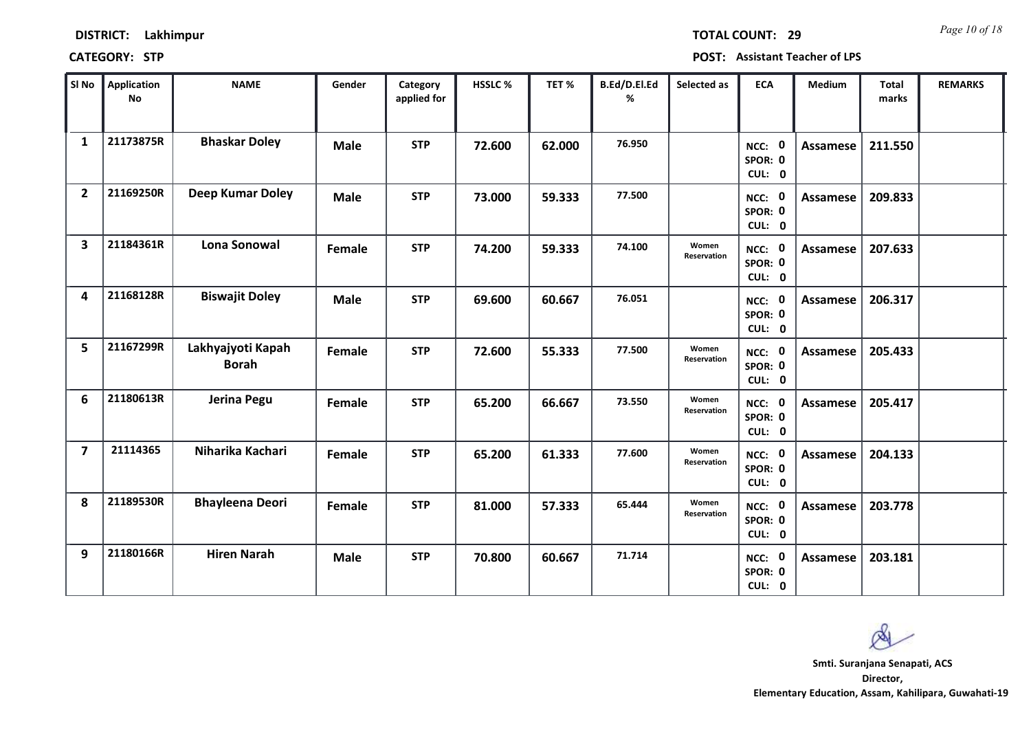**DISTRICT:** Lakhimpur **TOTAL COUNT:** 29

**CATEGORY:** STP **POST:** Assistant Teacher of LPS

| Sl No | Application No | NAME | Gender | Category applied for | HSSLC % | TET % | B.Ed/D.El.Ed % | Selected as | ECA | Medium | Total marks | REMARKS |
|---|---|---|---|---|---|---|---|---|---|---|---|---|
| 1 | 21173875R | Bhaskar Doley | Male | STP | 72.600 | 62.000 | 76.950 | | NCC: 0 SPOR: 0 CUL: 0 | Assamese | 211.550 | |
| 2 | 21169250R | Deep Kumar Doley | Male | STP | 73.000 | 59.333 | 77.500 | | NCC: 0 SPOR: 0 CUL: 0 | Assamese | 209.833 | |
| 3 | 21184361R | Lona Sonowal | Female | STP | 74.200 | 59.333 | 74.100 | Women Reservation | NCC: 0 SPOR: 0 CUL: 0 | Assamese | 207.633 | |
| 4 | 21168128R | Biswajit Doley | Male | STP | 69.600 | 60.667 | 76.051 | | NCC: 0 SPOR: 0 CUL: 0 | Assamese | 206.317 | |
| 5 | 21167299R | Lakhyajyoti Kapah Borah | Female | STP | 72.600 | 55.333 | 77.500 | Women Reservation | NCC: 0 SPOR: 0 CUL: 0 | Assamese | 205.433 | |
| 6 | 21180613R | Jerina Pegu | Female | STP | 65.200 | 66.667 | 73.550 | Women Reservation | NCC: 0 SPOR: 0 CUL: 0 | Assamese | 205.417 | |
| 7 | 21114365 | Niharika Kachari | Female | STP | 65.200 | 61.333 | 77.600 | Women Reservation | NCC: 0 SPOR: 0 CUL: 0 | Assamese | 204.133 | |
| 8 | 21189530R | Bhayleena Deori | Female | STP | 81.000 | 57.333 | 65.444 | Women Reservation | NCC: 0 SPOR: 0 CUL: 0 | Assamese | 203.778 | |
| 9 | 21180166R | Hiren Narah | Male | STP | 70.800 | 60.667 | 71.714 | | NCC: 0 SPOR: 0 CUL: 0 | Assamese | 203.181 | |

**Smti. Suranjana Senapati, ACS**
**Director,**
**Elementary Education, Assam, Kahilipara, Guwahati-19**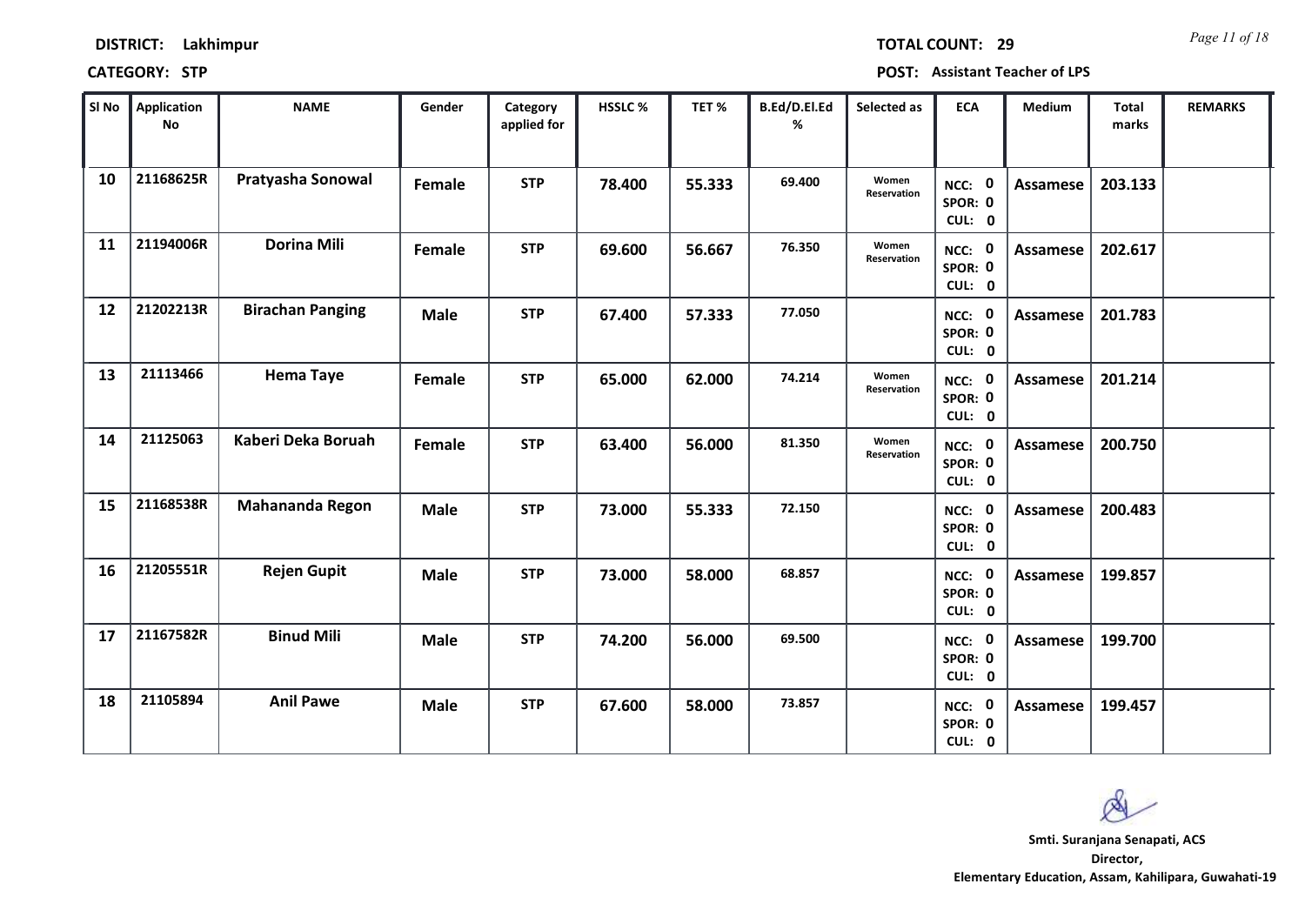**DISTRICT:** Lakhimpur **TOTAL COUNT:** 29

**CATEGORY:** STP **POST:** Assistant Teacher of LPS

| Sl No | Application No | NAME | Gender | Category applied for | HSSLC % | TET % | B.Ed/D.El.Ed % | Selected as | ECA | Medium | Total marks | REMARKS |
|---|---|---|---|---|---|---|---|---|---|---|---|---|
| 10 | 21168625R | Pratyasha Sonowal | Female | STP | 78.400 | 55.333 | 69.400 | Women Reservation | NCC: 0 SPOR: 0 CUL: 0 | Assamese | 203.133 | |
| 11 | 21194006R | Dorina Mili | Female | STP | 69.600 | 56.667 | 76.350 | Women Reservation | NCC: 0 SPOR: 0 CUL: 0 | Assamese | 202.617 | |
| 12 | 21202213R | Birachan Panging | Male | STP | 67.400 | 57.333 | 77.050 | | NCC: 0 SPOR: 0 CUL: 0 | Assamese | 201.783 | |
| 13 | 21113466 | Hema Taye | Female | STP | 65.000 | 62.000 | 74.214 | Women Reservation | NCC: 0 SPOR: 0 CUL: 0 | Assamese | 201.214 | |
| 14 | 21125063 | Kaberi Deka Boruah | Female | STP | 63.400 | 56.000 | 81.350 | Women Reservation | NCC: 0 SPOR: 0 CUL: 0 | Assamese | 200.750 | |
| 15 | 21168538R | Mahananda Regon | Male | STP | 73.000 | 55.333 | 72.150 | | NCC: 0 SPOR: 0 CUL: 0 | Assamese | 200.483 | |
| 16 | 21205551R | Rejen Gupit | Male | STP | 73.000 | 58.000 | 68.857 | | NCC: 0 SPOR: 0 CUL: 0 | Assamese | 199.857 | |
| 17 | 21167582R | Binud Mili | Male | STP | 74.200 | 56.000 | 69.500 | | NCC: 0 SPOR: 0 CUL: 0 | Assamese | 199.700 | |
| 18 | 21105894 | Anil Pawe | Male | STP | 67.600 | 58.000 | 73.857 | | NCC: 0 SPOR: 0 CUL: 0 | Assamese | 199.457 | |

**Smti. Suranjana Senapati, ACS**
**Director,**
**Elementary Education, Assam, Kahilipara, Guwahati-19**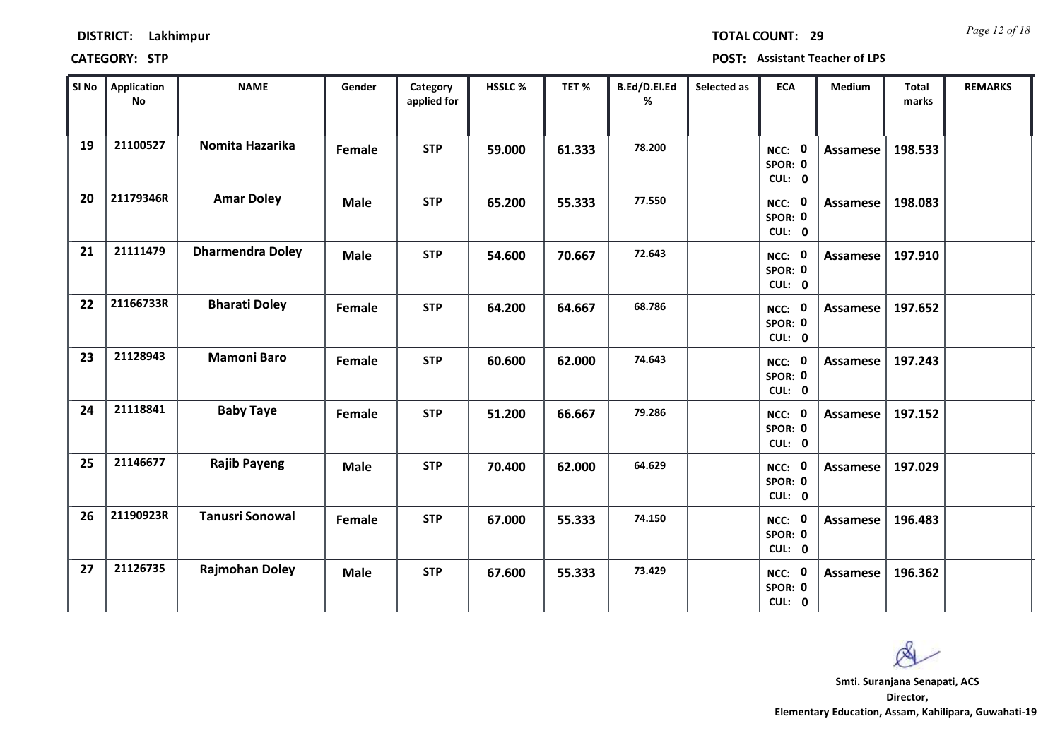**DISTRICT:** Lakhimpur **TOTAL COUNT:** 29

**CATEGORY:** STP **POST:** Assistant Teacher of LPS

| Sl No | Application No | NAME | Gender | Category applied for | HSSLC % | TET % | B.Ed/D.El.Ed % | Selected as | ECA | Medium | Total marks | REMARKS |
|---|---|---|---|---|---|---|---|---|---|---|---|---|
| 19 | 21100527 | Nomita Hazarika | Female | STP | 59.000 | 61.333 | 78.200 | | NCC: 0 SPOR: 0 CUL: 0 | Assamese | 198.533 | |
| 20 | 21179346R | Amar Doley | Male | STP | 65.200 | 55.333 | 77.550 | | NCC: 0 SPOR: 0 CUL: 0 | Assamese | 198.083 | |
| 21 | 21111479 | Dharmendra Doley | Male | STP | 54.600 | 70.667 | 72.643 | | NCC: 0 SPOR: 0 CUL: 0 | Assamese | 197.910 | |
| 22 | 21166733R | Bharati Doley | Female | STP | 64.200 | 64.667 | 68.786 | | NCC: 0 SPOR: 0 CUL: 0 | Assamese | 197.652 | |
| 23 | 21128943 | Mamoni Baro | Female | STP | 60.600 | 62.000 | 74.643 | | NCC: 0 SPOR: 0 CUL: 0 | Assamese | 197.243 | |
| 24 | 21118841 | Baby Taye | Female | STP | 51.200 | 66.667 | 79.286 | | NCC: 0 SPOR: 0 CUL: 0 | Assamese | 197.152 | |
| 25 | 21146677 | Rajib Payeng | Male | STP | 70.400 | 62.000 | 64.629 | | NCC: 0 SPOR: 0 CUL: 0 | Assamese | 197.029 | |
| 26 | 21190923R | Tanusri Sonowal | Female | STP | 67.000 | 55.333 | 74.150 | | NCC: 0 SPOR: 0 CUL: 0 | Assamese | 196.483 | |
| 27 | 21126735 | Rajmohan Doley | Male | STP | 67.600 | 55.333 | 73.429 | | NCC: 0 SPOR: 0 CUL: 0 | Assamese | 196.362 | |

**Smti. Suranjana Senapati, ACS**
**Director,**
**Elementary Education, Assam, Kahilipara, Guwahati-19**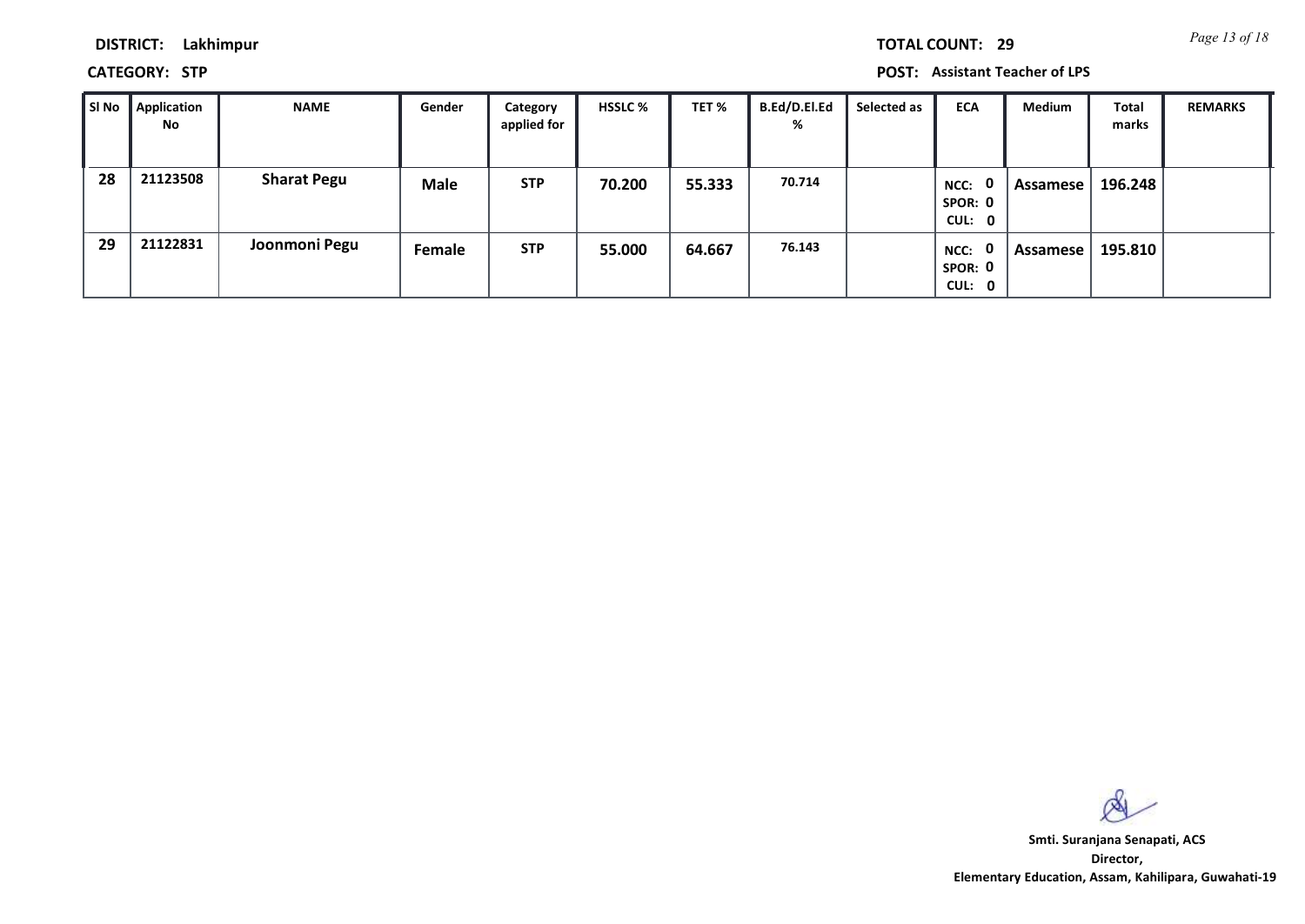**DISTRICT:** Lakhimpur **TOTAL COUNT:** 29

**CATEGORY:** STP **POST:** Assistant Teacher of LPS

| Sl No | Application No | NAME | Gender | Category applied for | HSSLC % | TET % | B.Ed/D.El.Ed % | Selected as | ECA | Medium | Total marks | REMARKS |
|---|---|---|---|---|---|---|---|---|---|---|---|---|
| 28 | 21123508 | Sharat Pegu | Male | STP | 70.200 | 55.333 | 70.714 | | NCC: 0 SPOR: 0 CUL: 0 | Assamese | 196.248 | |
| 29 | 21122831 | Joonmoni Pegu | Female | STP | 55.000 | 64.667 | 76.143 | | NCC: 0 SPOR: 0 CUL: 0 | Assamese | 195.810 | |

**Smti. Suranjana Senapati, ACS**
**Director,**
**Elementary Education, Assam, Kahilipara, Guwahati-19**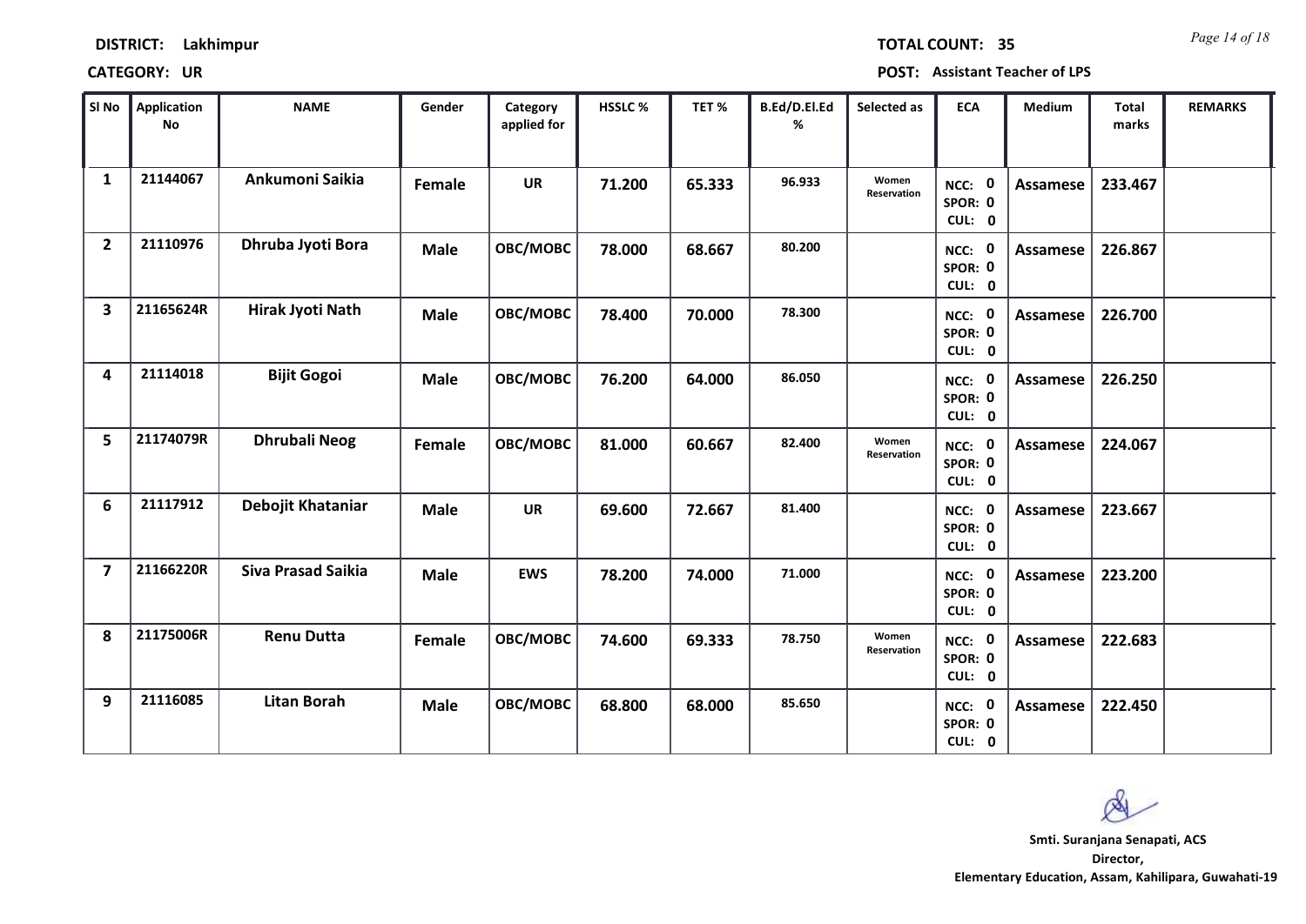**DISTRICT:** Lakhimpur

**TOTAL COUNT:** 35

**CATEGORY:** UR

**POST:** Assistant Teacher of LPS

| Sl No | Application No | NAME | Gender | Category applied for | HSSLC % | TET % | B.Ed/D.El.Ed % | Selected as | ECA | Medium | Total marks | REMARKS |
|---|---|---|---|---|---|---|---|---|---|---|---|---|
| 1 | 21144067 | Ankumoni Saikia | Female | UR | 71.200 | 65.333 | 96.933 | Women Reservation | NCC: 0 SPOR: 0 CUL: 0 | Assamese | 233.467 | |
| 2 | 21110976 | Dhruba Jyoti Bora | Male | OBC/MOBC | 78.000 | 68.667 | 80.200 | | NCC: 0 SPOR: 0 CUL: 0 | Assamese | 226.867 | |
| 3 | 21165624R | Hirak Jyoti Nath | Male | OBC/MOBC | 78.400 | 70.000 | 78.300 | | NCC: 0 SPOR: 0 CUL: 0 | Assamese | 226.700 | |
| 4 | 21114018 | Bijit Gogoi | Male | OBC/MOBC | 76.200 | 64.000 | 86.050 | | NCC: 0 SPOR: 0 CUL: 0 | Assamese | 226.250 | |
| 5 | 21174079R | Dhrubali Neog | Female | OBC/MOBC | 81.000 | 60.667 | 82.400 | Women Reservation | NCC: 0 SPOR: 0 CUL: 0 | Assamese | 224.067 | |
| 6 | 21117912 | Debojit Khataniar | Male | UR | 69.600 | 72.667 | 81.400 | | NCC: 0 SPOR: 0 CUL: 0 | Assamese | 223.667 | |
| 7 | 21166220R | Siva Prasad Saikia | Male | EWS | 78.200 | 74.000 | 71.000 | | NCC: 0 SPOR: 0 CUL: 0 | Assamese | 223.200 | |
| 8 | 21175006R | Renu Dutta | Female | OBC/MOBC | 74.600 | 69.333 | 78.750 | Women Reservation | NCC: 0 SPOR: 0 CUL: 0 | Assamese | 222.683 | |
| 9 | 21116085 | Litan Borah | Male | OBC/MOBC | 68.800 | 68.000 | 85.650 | | NCC: 0 SPOR: 0 CUL: 0 | Assamese | 222.450 | |

**Smti. Suranjana Senapati, ACS**
**Director,**
**Elementary Education, Assam, Kahilipara, Guwahati-19**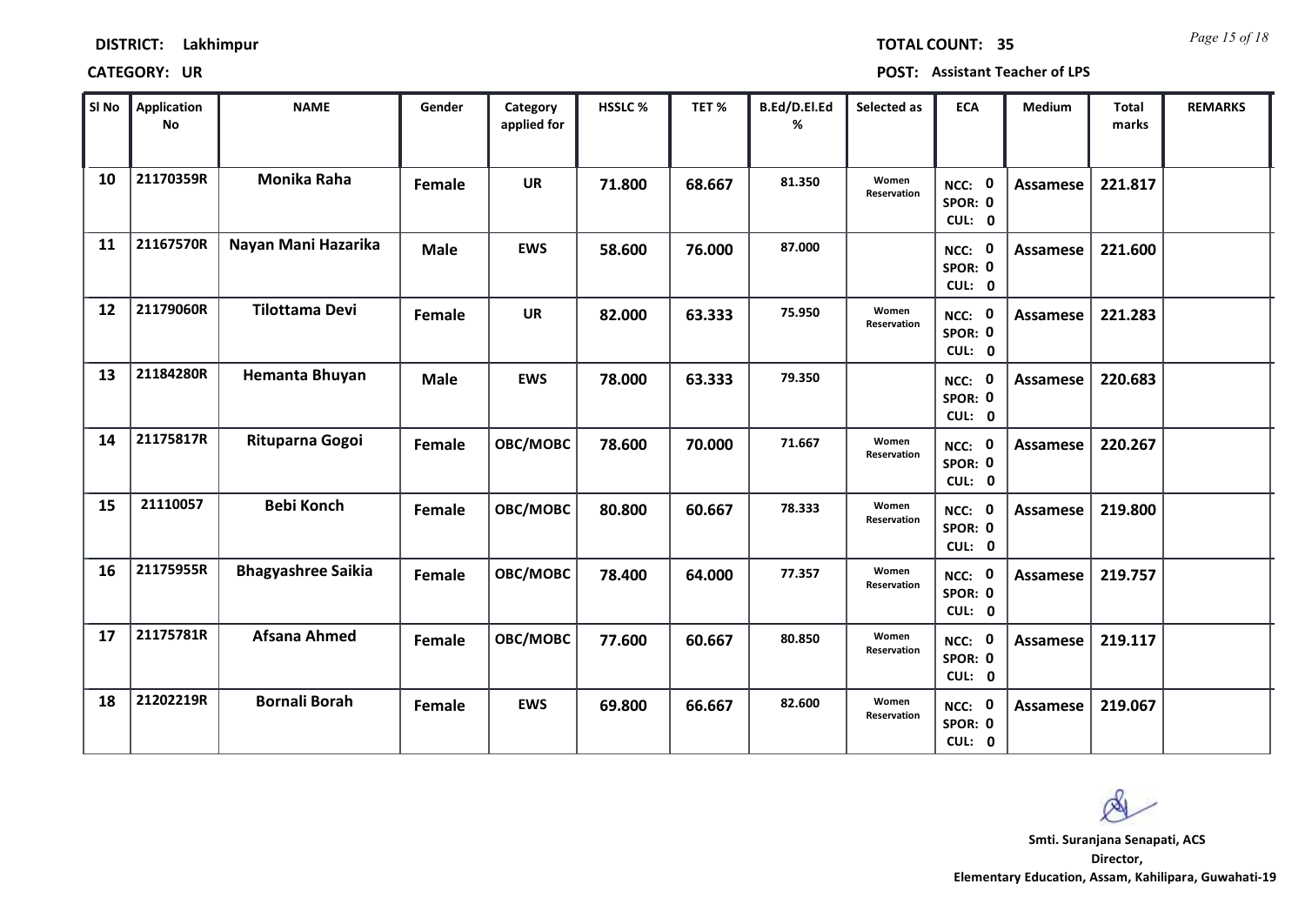**DISTRICT:** Lakhimpur **TOTAL COUNT:** 35

**CATEGORY:** UR **POST:** Assistant Teacher of LPS

| Sl No | Application No | NAME | Gender | Category applied for | HSSLC % | TET % | B.Ed/D.El.Ed % | Selected as | ECA | Medium | Total marks | REMARKS |
|---|---|---|---|---|---|---|---|---|---|---|---|---|
| 10 | 21170359R | Monika Raha | Female | UR | 71.800 | 68.667 | 81.350 | Women Reservation | NCC: 0 SPOR: 0 CUL: 0 | Assamese | 221.817 | |
| 11 | 21167570R | Nayan Mani Hazarika | Male | EWS | 58.600 | 76.000 | 87.000 | | NCC: 0 SPOR: 0 CUL: 0 | Assamese | 221.600 | |
| 12 | 21179060R | Tilottama Devi | Female | UR | 82.000 | 63.333 | 75.950 | Women Reservation | NCC: 0 SPOR: 0 CUL: 0 | Assamese | 221.283 | |
| 13 | 21184280R | Hemanta Bhuyan | Male | EWS | 78.000 | 63.333 | 79.350 | | NCC: 0 SPOR: 0 CUL: 0 | Assamese | 220.683 | |
| 14 | 21175817R | Rituparna Gogoi | Female | OBC/MOBC | 78.600 | 70.000 | 71.667 | Women Reservation | NCC: 0 SPOR: 0 CUL: 0 | Assamese | 220.267 | |
| 15 | 21110057 | Bebi Konch | Female | OBC/MOBC | 80.800 | 60.667 | 78.333 | Women Reservation | NCC: 0 SPOR: 0 CUL: 0 | Assamese | 219.800 | |
| 16 | 21175955R | Bhagyashree Saikia | Female | OBC/MOBC | 78.400 | 64.000 | 77.357 | Women Reservation | NCC: 0 SPOR: 0 CUL: 0 | Assamese | 219.757 | |
| 17 | 21175781R | Afsana Ahmed | Female | OBC/MOBC | 77.600 | 60.667 | 80.850 | Women Reservation | NCC: 0 SPOR: 0 CUL: 0 | Assamese | 219.117 | |
| 18 | 21202219R | Bornali Borah | Female | EWS | 69.800 | 66.667 | 82.600 | Women Reservation | NCC: 0 SPOR: 0 CUL: 0 | Assamese | 219.067 | |

**Smti. Suranjana Senapati, ACS**
**Director,**
**Elementary Education, Assam, Kahilipara, Guwahati-19**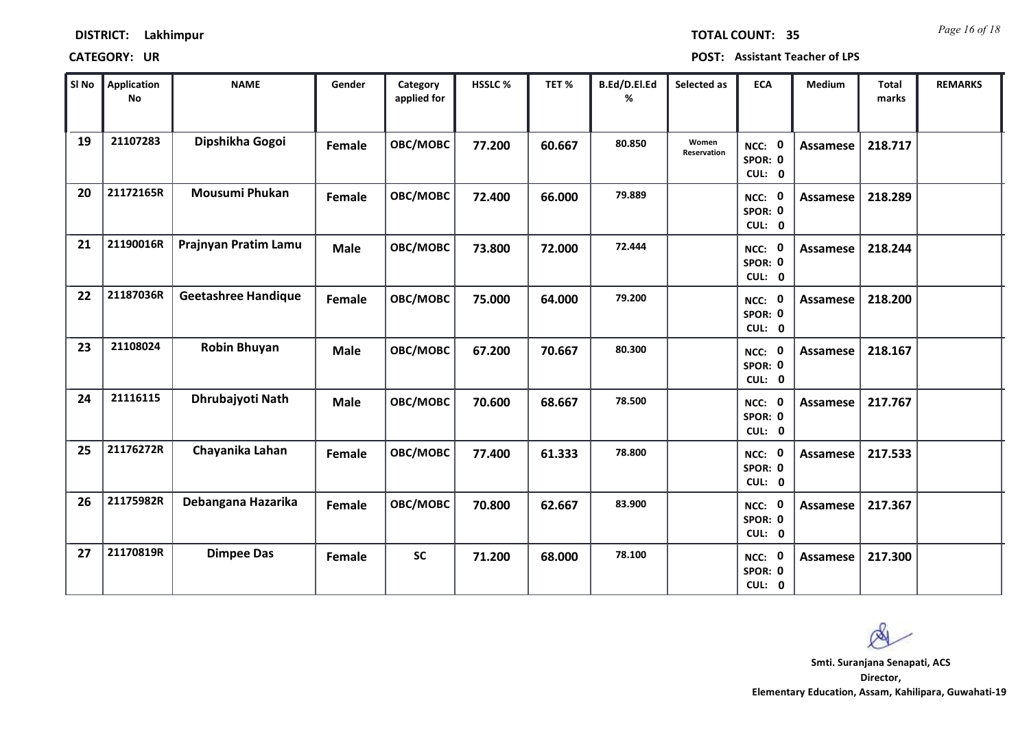**DISTRICT:** Lakhimpur

**TOTAL COUNT:** 35

**CATEGORY:** UR

**POST:** Assistant Teacher of LPS

| Sl No | Application No | NAME | Gender | Category applied for | HSSLC % | TET % | B.Ed/D.El.Ed % | Selected as | ECA | Medium | Total marks | REMARKS |
|---|---|---|---|---|---|---|---|---|---|---|---|---|
| 19 | 21107283 | Dipshikha Gogoi | Female | OBC/MOBC | 77.200 | 60.667 | 80.850 | Women Reservation | NCC: 0 SPOR: 0 CUL: 0 | Assamese | 218.717 | |
| 20 | 21172165R | Mousumi Phukan | Female | OBC/MOBC | 72.400 | 66.000 | 79.889 | | NCC: 0 SPOR: 0 CUL: 0 | Assamese | 218.289 | |
| 21 | 21190016R | Prajnyan Pratim Lamu | Male | OBC/MOBC | 73.800 | 72.000 | 72.444 | | NCC: 0 SPOR: 0 CUL: 0 | Assamese | 218.244 | |
| 22 | 21187036R | Geetashree Handique | Female | OBC/MOBC | 75.000 | 64.000 | 79.200 | | NCC: 0 SPOR: 0 CUL: 0 | Assamese | 218.200 | |
| 23 | 21108024 | Robin Bhuyan | Male | OBC/MOBC | 67.200 | 70.667 | 80.300 | | NCC: 0 SPOR: 0 CUL: 0 | Assamese | 218.167 | |
| 24 | 21116115 | Dhrubajyoti Nath | Male | OBC/MOBC | 70.600 | 68.667 | 78.500 | | NCC: 0 SPOR: 0 CUL: 0 | Assamese | 217.767 | |
| 25 | 21176272R | Chayanika Lahan | Female | OBC/MOBC | 77.400 | 61.333 | 78.800 | | NCC: 0 SPOR: 0 CUL: 0 | Assamese | 217.533 | |
| 26 | 21175982R | Debangana Hazarika | Female | OBC/MOBC | 70.800 | 62.667 | 83.900 | | NCC: 0 SPOR: 0 CUL: 0 | Assamese | 217.367 | |
| 27 | 21170819R | Dimpee Das | Female | SC | 71.200 | 68.000 | 78.100 | | NCC: 0 SPOR: 0 CUL: 0 | Assamese | 217.300 | |

**Smti. Suranjana Senapati, ACS**
**Director,**
**Elementary Education, Assam, Kahilipara, Guwahati-19**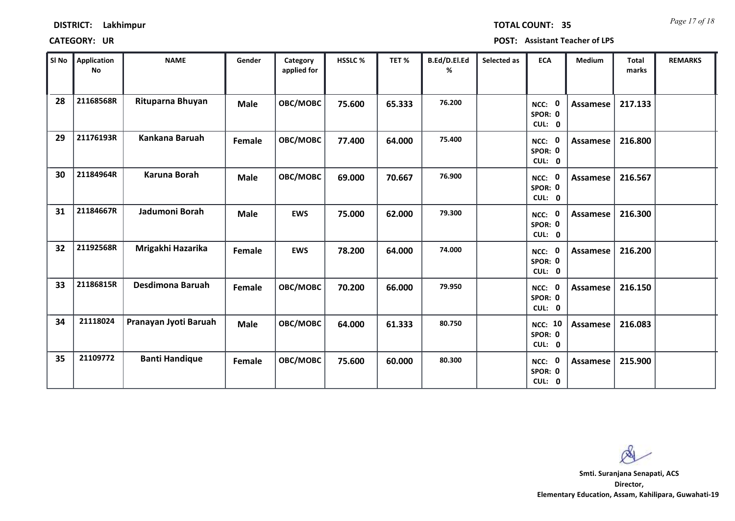**DISTRICT:** Lakhimpur

**TOTAL COUNT:** 35

**CATEGORY:** UR

**POST:** Assistant Teacher of LPS

| Sl No | Application No | NAME | Gender | Category applied for | HSSLC % | TET % | B.Ed/D.El.Ed % | Selected as | ECA | Medium | Total marks | REMARKS |
|---|---|---|---|---|---|---|---|---|---|---|---|---|
| 28 | 21168568R | Rituparna Bhuyan | Male | OBC/MOBC | 75.600 | 65.333 | 76.200 | | NCC: 0 SPOR: 0 CUL: 0 | Assamese | 217.133 | |
| 29 | 21176193R | Kankana Baruah | Female | OBC/MOBC | 77.400 | 64.000 | 75.400 | | NCC: 0 SPOR: 0 CUL: 0 | Assamese | 216.800 | |
| 30 | 21184964R | Karuna Borah | Male | OBC/MOBC | 69.000 | 70.667 | 76.900 | | NCC: 0 SPOR: 0 CUL: 0 | Assamese | 216.567 | |
| 31 | 21184667R | Jadumoni Borah | Male | EWS | 75.000 | 62.000 | 79.300 | | NCC: 0 SPOR: 0 CUL: 0 | Assamese | 216.300 | |
| 32 | 21192568R | Mrigakhi Hazarika | Female | EWS | 78.200 | 64.000 | 74.000 | | NCC: 0 SPOR: 0 CUL: 0 | Assamese | 216.200 | |
| 33 | 21186815R | Desdimona Baruah | Female | OBC/MOBC | 70.200 | 66.000 | 79.950 | | NCC: 0 SPOR: 0 CUL: 0 | Assamese | 216.150 | |
| 34 | 21118024 | Pranayan Jyoti Baruah | Male | OBC/MOBC | 64.000 | 61.333 | 80.750 | | NCC: 10 SPOR: 0 CUL: 0 | Assamese | 216.083 | |
| 35 | 21109772 | Banti Handique | Female | OBC/MOBC | 75.600 | 60.000 | 80.300 | | NCC: 0 SPOR: 0 CUL: 0 | Assamese | 215.900 | |

**Smti. Suranjana Senapati, ACS**
**Director,**
**Elementary Education, Assam, Kahilipara, Guwahati-19**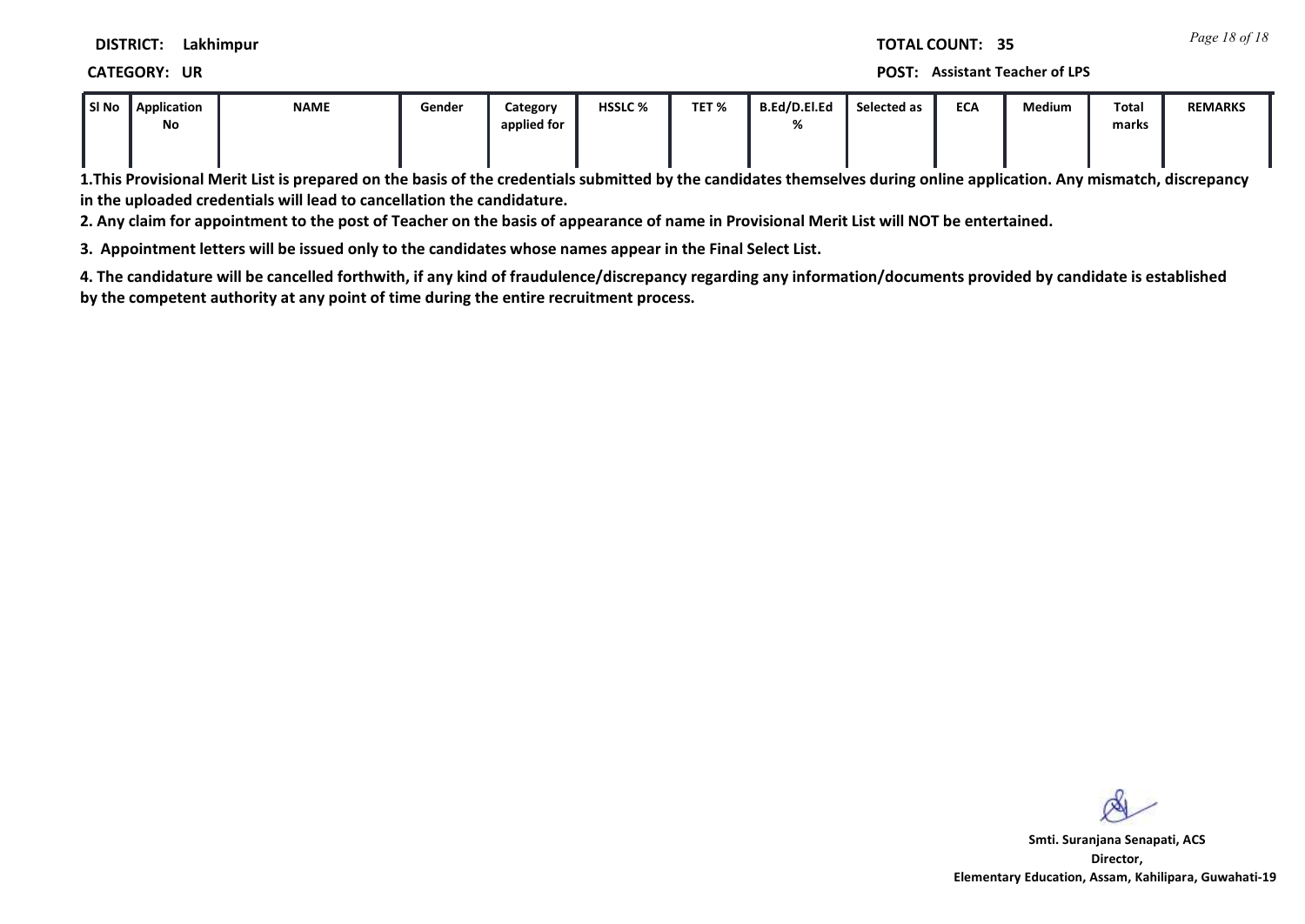**DISTRICT:** Lakhimpur

**CATEGORY:** UR

**TOTAL COUNT:** 35

**POST:** Assistant Teacher of LPS

| Sl No | Application No | NAME | Gender | Category applied for | HSSLC % | TET % | B.Ed/D.El.Ed % | Selected as | ECA | Medium | Total marks | REMARKS |
|---|---|---|---|---|---|---|---|---|---|---|---|---|

**1.This Provisional Merit List is prepared on the basis of the credentials submitted by the candidates themselves during online application. Any mismatch, discrepancy in the uploaded credentials will lead to cancellation the candidature.**

**2. Any claim for appointment to the post of Teacher on the basis of appearance of name in Provisional Merit List will NOT be entertained.**

**3. Appointment letters will be issued only to the candidates whose names appear in the Final Select List.**

**4. The candidature will be cancelled forthwith, if any kind of fraudulence/discrepancy regarding any information/documents provided by candidate is established by the competent authority at any point of time during the entire recruitment process.**

**Smti. Suranjana Senapati, ACS**
**Director,**
**Elementary Education, Assam, Kahilipara, Guwahati-19**